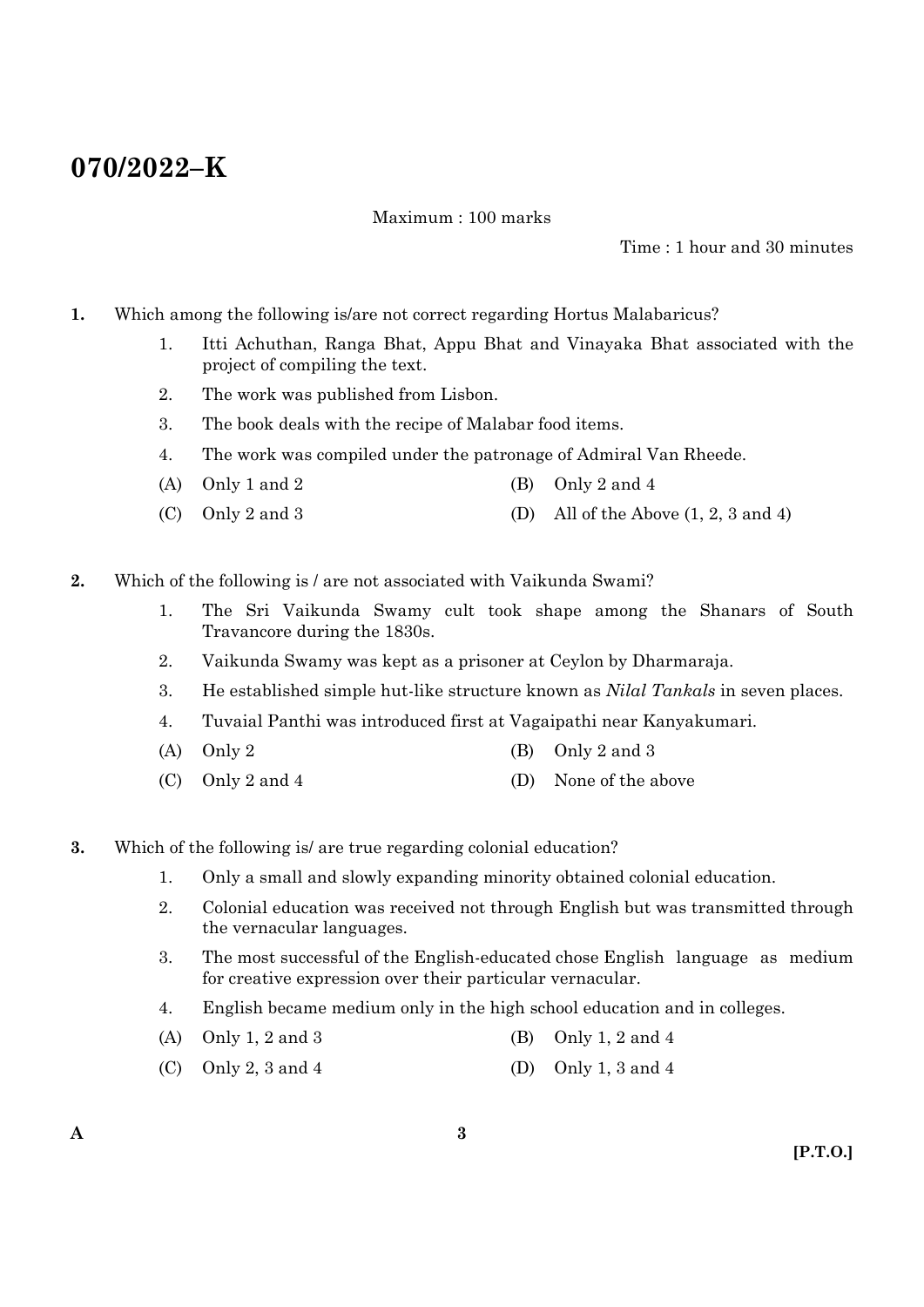# 070/2022–K

Maximum : 100 marks

Time : 1 hour and 30 minutes

**1.** Which among the following is/are not correct regarding Hortus Malabaricus?

1. Itti Achuthan, Ranga Bhat, Appu Bhat and Vinayaka Bhat associated with the project of compiling the text.
2. The work was published from Lisbon.
3. The book deals with the recipe of Malabar food items.
4. The work was compiled under the patronage of Admiral Van Rheede.

(A) Only 1 and 2
(B) Only 2 and 4
(C) Only 2 and 3
(D) All of the Above (1, 2, 3 and 4)

**2.** Which of the following is / are not associated with Vaikunda Swami?

1. The Sri Vaikunda Swamy cult took shape among the Shanars of South Travancore during the 1830s.
2. Vaikunda Swamy was kept as a prisoner at Ceylon by Dharmaraja.
3. He established simple hut-like structure known as *Nilal Tankals* in seven places.
4. Tuvaial Panthi was introduced first at Vagaipathi near Kanyakumari.

(A) Only 2
(B) Only 2 and 3
(C) Only 2 and 4
(D) None of the above

**3.** Which of the following is/ are true regarding colonial education?

1. Only a small and slowly expanding minority obtained colonial education.
2. Colonial education was received not through English but was transmitted through the vernacular languages.
3. The most successful of the English-educated chose English language as medium for creative expression over their particular vernacular.
4. English became medium only in the high school education and in colleges.

(A) Only 1, 2 and 3
(B) Only 1, 2 and 4
(C) Only 2, 3 and 4
(D) Only 1, 3 and 4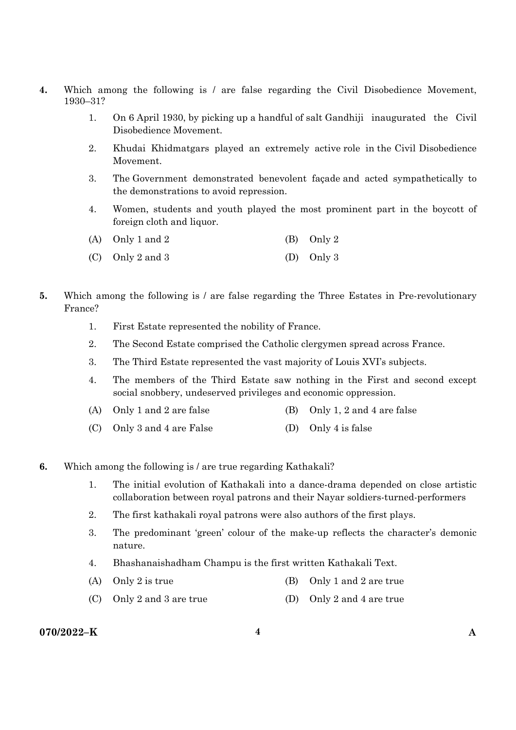4. Which among the following is / are false regarding the Civil Disobedience Movement, 1930–31?

   1. On 6 April 1930, by picking up a handful of salt Gandhiji inaugurated the Civil Disobedience Movement.
   2. Khudai Khidmatgars played an extremely active role in the Civil Disobedience Movement.
   3. The Government demonstrated benevolent façade and acted sympathetically to the demonstrations to avoid repression.
   4. Women, students and youth played the most prominent part in the boycott of foreign cloth and liquor.

   (A) Only 1 and 2
   (B) Only 2
   (C) Only 2 and 3
   (D) Only 3

5. Which among the following is / are false regarding the Three Estates in Pre-revolutionary France?

   1. First Estate represented the nobility of France.
   2. The Second Estate comprised the Catholic clergymen spread across France.
   3. The Third Estate represented the vast majority of Louis XVI's subjects.
   4. The members of the Third Estate saw nothing in the First and second except social snobbery, undeserved privileges and economic oppression.

   (A) Only 1 and 2 are false
   (B) Only 1, 2 and 4 are false
   (C) Only 3 and 4 are False
   (D) Only 4 is false

6. Which among the following is / are true regarding Kathakali?

   1. The initial evolution of Kathakali into a dance-drama depended on close artistic collaboration between royal patrons and their Nayar soldiers-turned-performers
   2. The first kathakali royal patrons were also authors of the first plays.
   3. The predominant 'green' colour of the make-up reflects the character's demonic nature.
   4. Bhashanaishadham Champu is the first written Kathakali Text.

   (A) Only 2 is true
   (B) Only 1 and 2 are true
   (C) Only 2 and 3 are true
   (D) Only 2 and 4 are true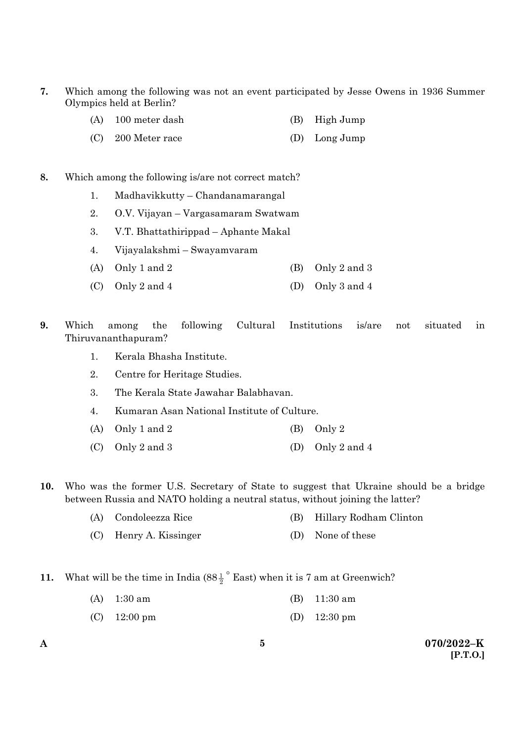**7.** Which among the following was not an event participated by Jesse Owens in 1936 Summer Olympics held at Berlin?

(A) 100 meter dash
(B) High Jump
(C) 200 Meter race
(D) Long Jump

**8.** Which among the following is/are not correct match?

1. Madhavikkutty – Chandanamarangal
2. O.V. Vijayan – Vargasamaram Swatwam
3. V.T. Bhattathirippad – Aphante Makal
4. Vijayalakshmi – Swayamvaram

(A) Only 1 and 2
(B) Only 2 and 3
(C) Only 2 and 4
(D) Only 3 and 4

**9.** Which among the following Cultural Institutions is/are not situated in Thiruvananthapuram?

1. Kerala Bhasha Institute.
2. Centre for Heritage Studies.
3. The Kerala State Jawahar Balabhavan.
4. Kumaran Asan National Institute of Culture.

(A) Only 1 and 2
(B) Only 2
(C) Only 2 and 3
(D) Only 2 and 4

**10.** Who was the former U.S. Secretary of State to suggest that Ukraine should be a bridge between Russia and NATO holding a neutral status, without joining the latter?

(A) Condoleezza Rice
(B) Hillary Rodham Clinton
(C) Henry A. Kissinger
(D) None of these

**11.** What will be the time in India ($88\frac{1}{2}^{\circ}$ East) when it is 7 am at Greenwich?

(A) 1:30 am
(B) 11:30 am
(C) 12:00 pm
(D) 12:30 pm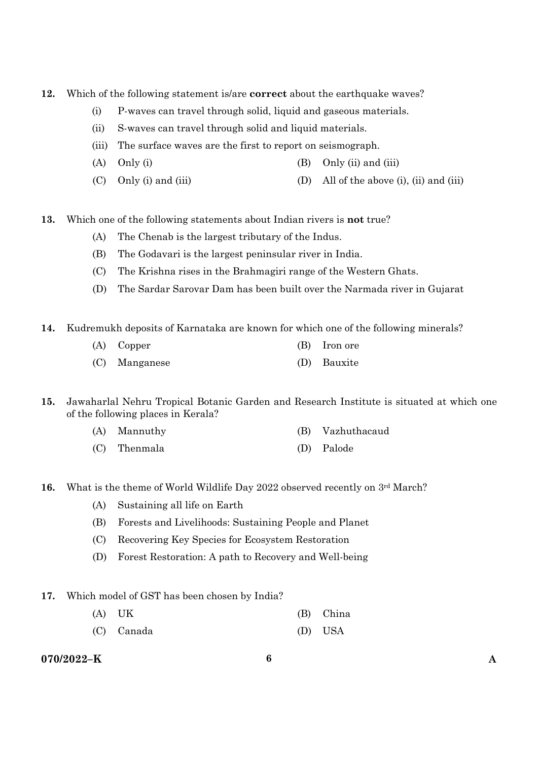12. Which of the following statement is/are **correct** about the earthquake waves?

    (i) P-waves can travel through solid, liquid and gaseous materials.

    (ii) S-waves can travel through solid and liquid materials.

    (iii) The surface waves are the first to report on seismograph.

    (A) Only (i)
    (B) Only (ii) and (iii)
    (C) Only (i) and (iii)
    (D) All of the above (i), (ii) and (iii)

13. Which one of the following statements about Indian rivers is **not** true?

    (A) The Chenab is the largest tributary of the Indus.
    (B) The Godavari is the largest peninsular river in India.
    (C) The Krishna rises in the Brahmagiri range of the Western Ghats.
    (D) The Sardar Sarovar Dam has been built over the Narmada river in Gujarat

14. Kudremukh deposits of Karnataka are known for which one of the following minerals?

    (A) Copper
    (B) Iron ore
    (C) Manganese
    (D) Bauxite

15. Jawaharlal Nehru Tropical Botanic Garden and Research Institute is situated at which one of the following places in Kerala?

    (A) Mannuthy
    (B) Vazhuthacaud
    (C) Thenmala
    (D) Palode

16. What is the theme of World Wildlife Day 2022 observed recently on 3rd March?

    (A) Sustaining all life on Earth
    (B) Forests and Livelihoods: Sustaining People and Planet
    (C) Recovering Key Species for Ecosystem Restoration
    (D) Forest Restoration: A path to Recovery and Well-being

17. Which model of GST has been chosen by India?

    (A) UK
    (B) China
    (C) Canada
    (D) USA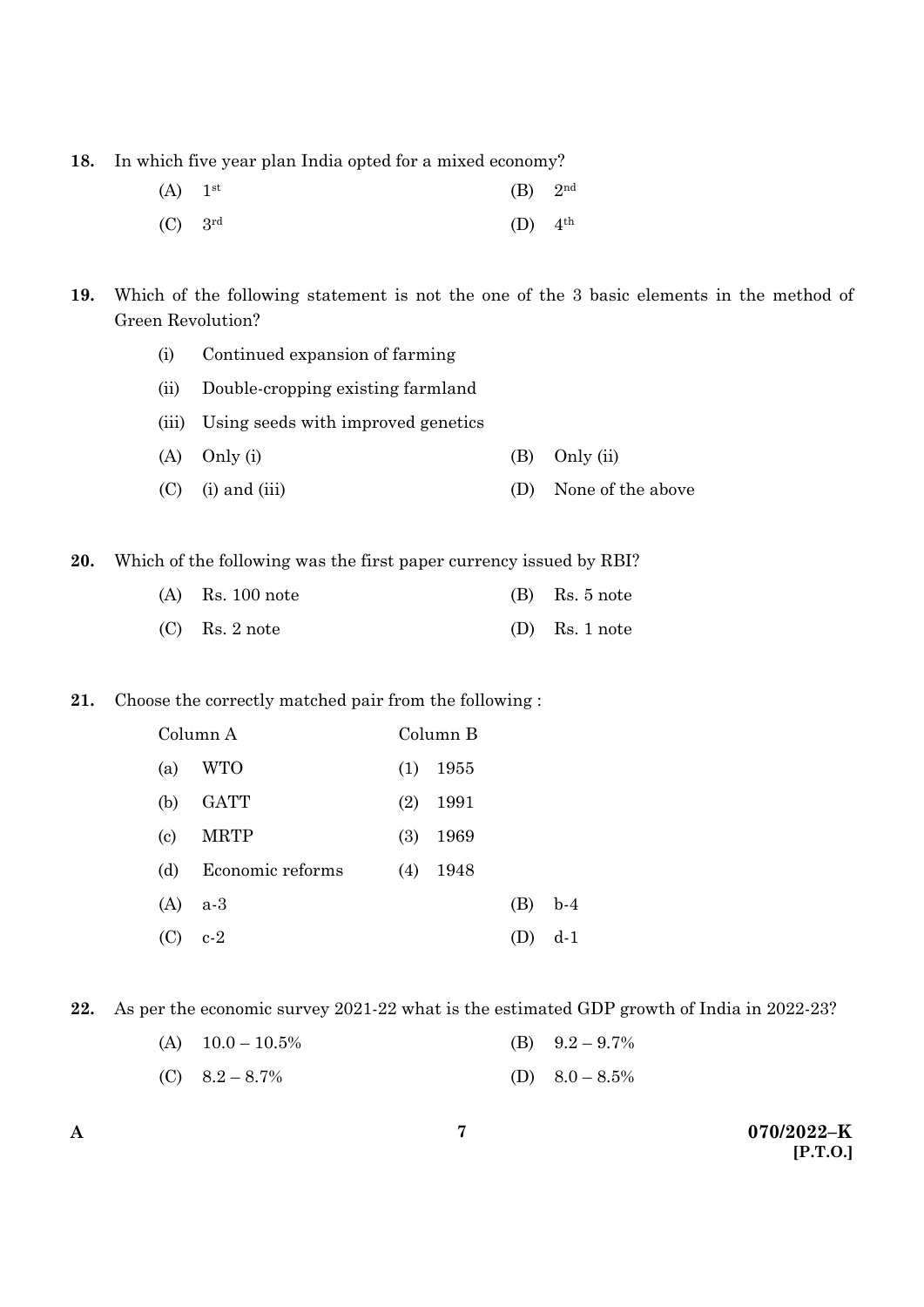18. In which five year plan India opted for a mixed economy?

    (A) 1st  (B) 2nd

    (C) 3rd  (D) 4th

19. Which of the following statement is not the one of the 3 basic elements in the method of Green Revolution?

    (i) Continued expansion of farming

    (ii) Double-cropping existing farmland

    (iii) Using seeds with improved genetics

    (A) Only (i)  (B) Only (ii)

    (C) (i) and (iii)  (D) None of the above

20. Which of the following was the first paper currency issued by RBI?

    (A) Rs. 100 note  (B) Rs. 5 note

    (C) Rs. 2 note  (D) Rs. 1 note

21. Choose the correctly matched pair from the following :

| Column A | Column B |
|---|---|
| (a) WTO | (1) 1955 |
| (b) GATT | (2) 1991 |
| (c) MRTP | (3) 1969 |
| (d) Economic reforms | (4) 1948 |

    (A) a-3  (B) b-4

    (C) c-2  (D) d-1

22. As per the economic survey 2021-22 what is the estimated GDP growth of India in 2022-23?

    (A) 10.0 – 10.5%  (B) 9.2 – 9.7%

    (C) 8.2 – 8.7%  (D) 8.0 – 8.5%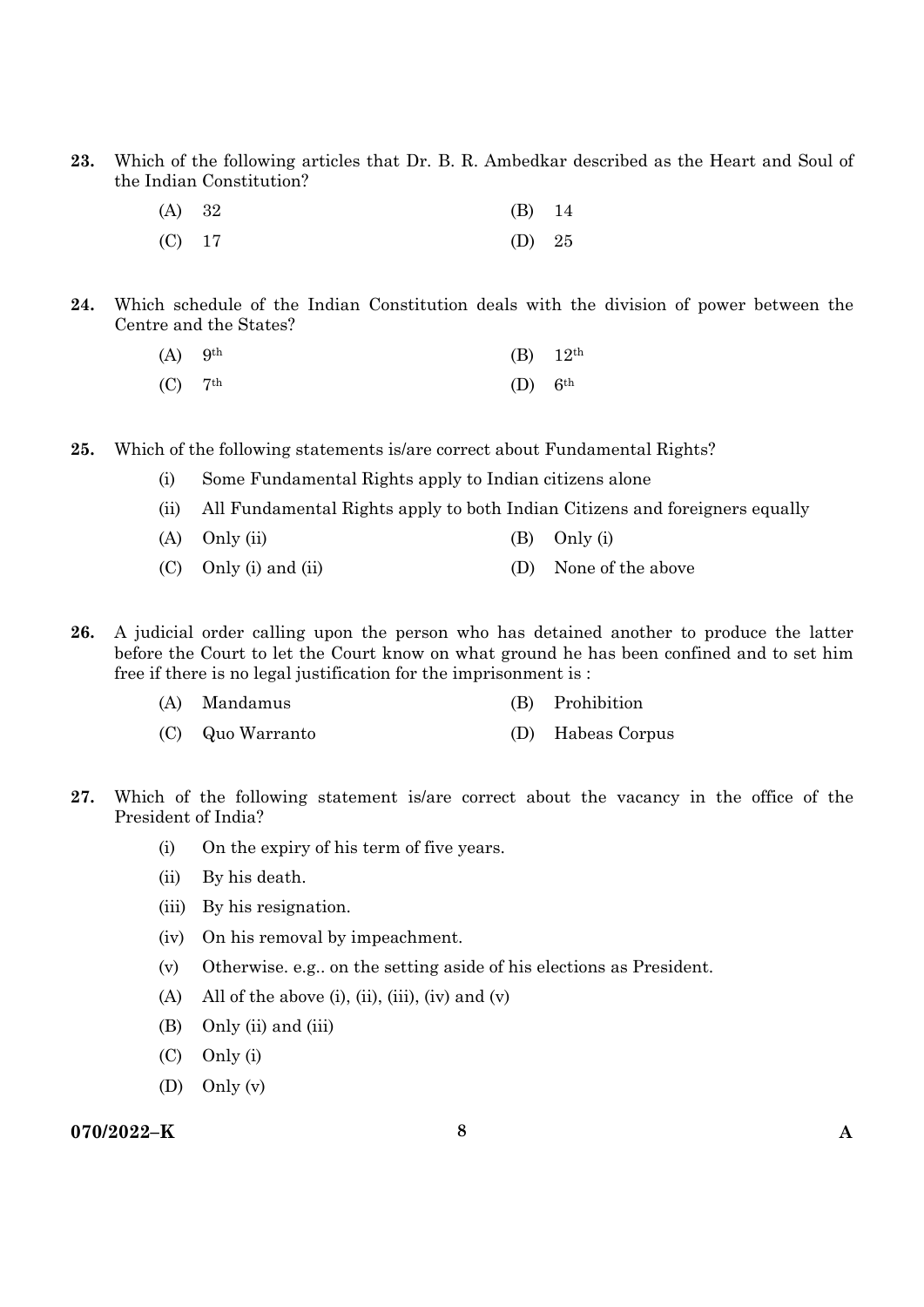23. Which of the following articles that Dr. B. R. Ambedkar described as the Heart and Soul of the Indian Constitution?

(A) 32
(B) 14
(C) 17
(D) 25

24. Which schedule of the Indian Constitution deals with the division of power between the Centre and the States?

(A) 9th
(B) 12th
(C) 7th
(D) 6th

25. Which of the following statements is/are correct about Fundamental Rights?

(i) Some Fundamental Rights apply to Indian citizens alone

(ii) All Fundamental Rights apply to both Indian Citizens and foreigners equally

(A) Only (ii)
(B) Only (i)
(C) Only (i) and (ii)
(D) None of the above

26. A judicial order calling upon the person who has detained another to produce the latter before the Court to let the Court know on what ground he has been confined and to set him free if there is no legal justification for the imprisonment is :

(A) Mandamus
(B) Prohibition
(C) Quo Warranto
(D) Habeas Corpus

27. Which of the following statement is/are correct about the vacancy in the office of the President of India?

(i) On the expiry of his term of five years.

(ii) By his death.

(iii) By his resignation.

(iv) On his removal by impeachment.

(v) Otherwise. e.g.. on the setting aside of his elections as President.

(A) All of the above (i), (ii), (iii), (iv) and (v)
(B) Only (ii) and (iii)
(C) Only (i)
(D) Only (v)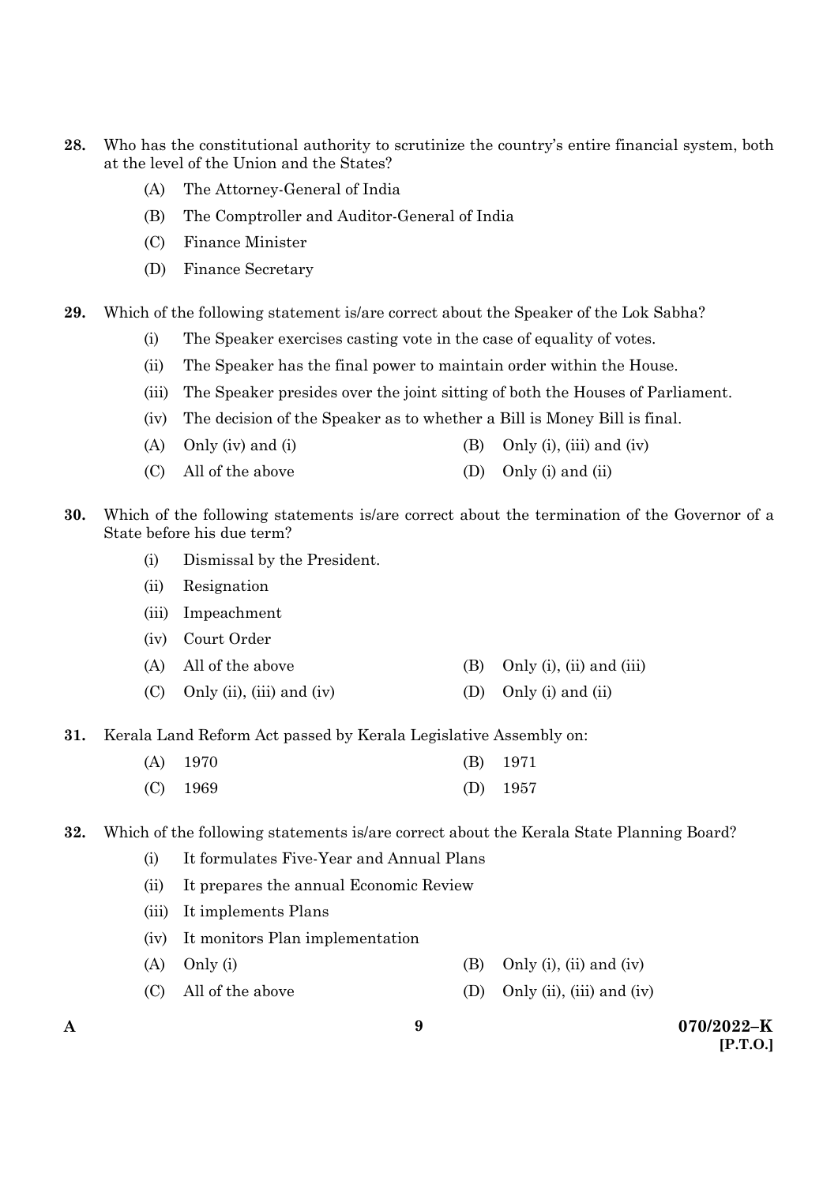28. Who has the constitutional authority to scrutinize the country's entire financial system, both at the level of the Union and the States?

   (A) The Attorney-General of India

   (B) The Comptroller and Auditor-General of India

   (C) Finance Minister

   (D) Finance Secretary

29. Which of the following statement is/are correct about the Speaker of the Lok Sabha?

   (i) The Speaker exercises casting vote in the case of equality of votes.

   (ii) The Speaker has the final power to maintain order within the House.

   (iii) The Speaker presides over the joint sitting of both the Houses of Parliament.

   (iv) The decision of the Speaker as to whether a Bill is Money Bill is final.

   (A) Only (iv) and (i)　　(B) Only (i), (iii) and (iv)

   (C) All of the above　　(D) Only (i) and (ii)

30. Which of the following statements is/are correct about the termination of the Governor of a State before his due term?

   (i) Dismissal by the President.

   (ii) Resignation

   (iii) Impeachment

   (iv) Court Order

   (A) All of the above　　(B) Only (i), (ii) and (iii)

   (C) Only (ii), (iii) and (iv)　　(D) Only (i) and (ii)

31. Kerala Land Reform Act passed by Kerala Legislative Assembly on:

   (A) 1970　　(B) 1971

   (C) 1969　　(D) 1957

32. Which of the following statements is/are correct about the Kerala State Planning Board?

   (i) It formulates Five-Year and Annual Plans

   (ii) It prepares the annual Economic Review

   (iii) It implements Plans

   (iv) It monitors Plan implementation

   (A) Only (i)　　(B) Only (i), (ii) and (iv)

   (C) All of the above　　(D) Only (ii), (iii) and (iv)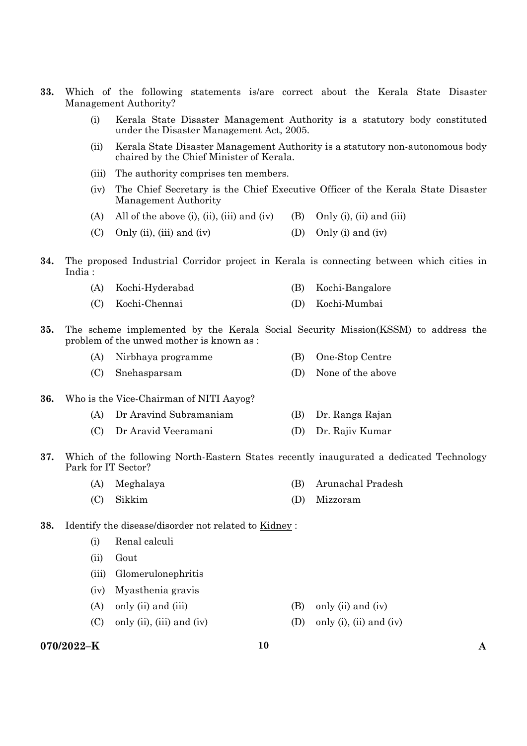**33.** Which of the following statements is/are correct about the Kerala State Disaster Management Authority?

- (i) Kerala State Disaster Management Authority is a statutory body constituted under the Disaster Management Act, 2005.
- (ii) Kerala State Disaster Management Authority is a statutory non-autonomous body chaired by the Chief Minister of Kerala.
- (iii) The authority comprises ten members.
- (iv) The Chief Secretary is the Chief Executive Officer of the Kerala State Disaster Management Authority

(A) All of the above (i), (ii), (iii) and (iv)
(B) Only (i), (ii) and (iii)
(C) Only (ii), (iii) and (iv)
(D) Only (i) and (iv)

**34.** The proposed Industrial Corridor project in Kerala is connecting between which cities in India :

(A) Kochi-Hyderabad
(B) Kochi-Bangalore
(C) Kochi-Chennai
(D) Kochi-Mumbai

**35.** The scheme implemented by the Kerala Social Security Mission(KSSM) to address the problem of the unwed mother is known as :

(A) Nirbhaya programme
(B) One-Stop Centre
(C) Snehasparsam
(D) None of the above

**36.** Who is the Vice-Chairman of NITI Aayog?

(A) Dr Aravind Subramaniam
(B) Dr. Ranga Rajan
(C) Dr Aravid Veeramani
(D) Dr. Rajiv Kumar

**37.** Which of the following North-Eastern States recently inaugurated a dedicated Technology Park for IT Sector?

(A) Meghalaya
(B) Arunachal Pradesh
(C) Sikkim
(D) Mizzoram

**38.** Identify the disease/disorder not related to <u>Kidney</u> :

- (i) Renal calculi
- (ii) Gout
- (iii) Glomerulonephritis
- (iv) Myasthenia gravis

(A) only (ii) and (iii)
(B) only (ii) and (iv)
(C) only (ii), (iii) and (iv)
(D) only (i), (ii) and (iv)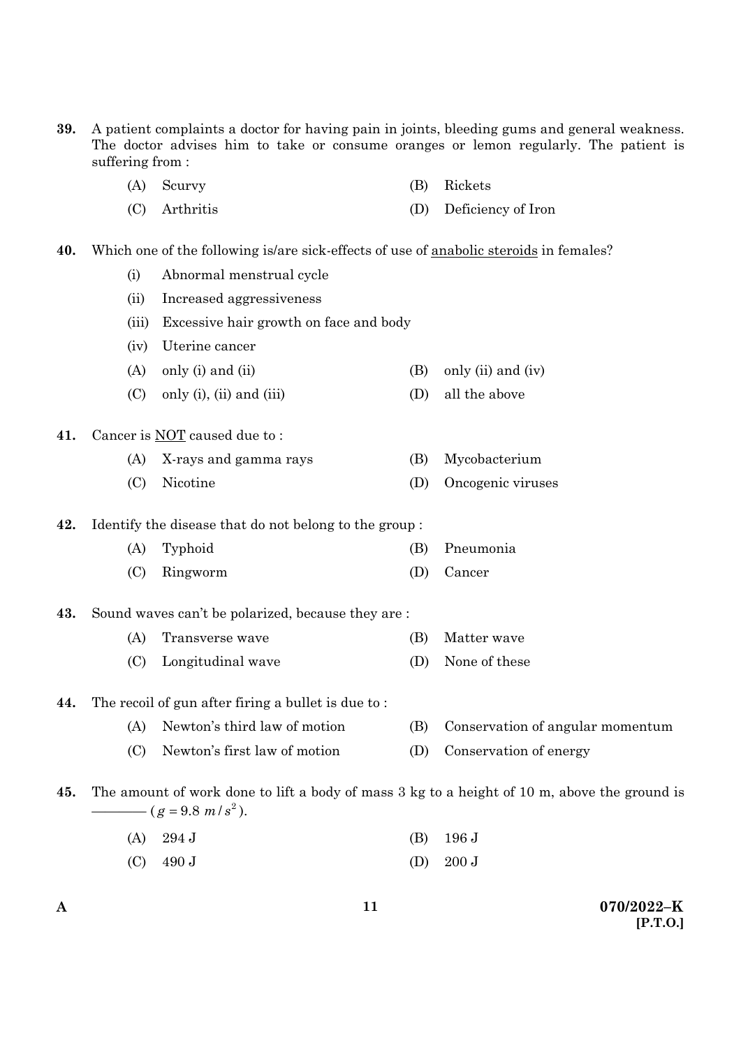**39.** A patient complaints a doctor for having pain in joints, bleeding gums and general weakness. The doctor advises him to take or consume oranges or lemon regularly. The patient is suffering from :

(A) Scurvy

(B) Rickets

(C) Arthritis

(D) Deficiency of Iron

**40.** Which one of the following is/are sick-effects of use of <u>anabolic steroids</u> in females?

(i) Abnormal menstrual cycle

(ii) Increased aggressiveness

(iii) Excessive hair growth on face and body

(iv) Uterine cancer

(A) only (i) and (ii)

(B) only (ii) and (iv)

(C) only (i), (ii) and (iii)

(D) all the above

**41.** Cancer is <u>NOT</u> caused due to :

(A) X-rays and gamma rays

(B) Mycobacterium

(C) Nicotine

(D) Oncogenic viruses

**42.** Identify the disease that do not belong to the group :

(A) Typhoid

(B) Pneumonia

(C) Ringworm

(D) Cancer

**43.** Sound waves can't be polarized, because they are :

(A) Transverse wave

(B) Matter wave

(C) Longitudinal wave

(D) None of these

**44.** The recoil of gun after firing a bullet is due to :

(A) Newton's third law of motion

(B) Conservation of angular momentum

(C) Newton's first law of motion

(D) Conservation of energy

**45.** The amount of work done to lift a body of mass 3 kg to a height of 10 m, above the ground is ———— ($g = 9.8\ m/s^2$).

(A) 294 J

(B) 196 J

(C) 490 J

(D) 200 J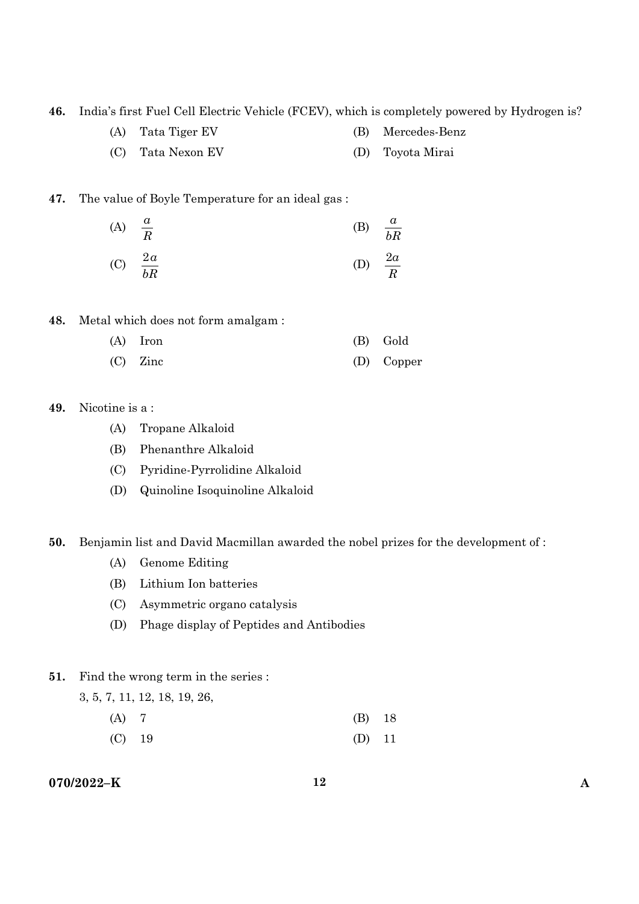46. India's first Fuel Cell Electric Vehicle (FCEV), which is completely powered by Hydrogen is?

(A) Tata Tiger EV
(B) Mercedes-Benz
(C) Tata Nexon EV
(D) Toyota Mirai

47. The value of Boyle Temperature for an ideal gas :

(A) $\frac{a}{R}$
(B) $\frac{a}{bR}$
(C) $\frac{2a}{bR}$
(D) $\frac{2a}{R}$

48. Metal which does not form amalgam :

(A) Iron
(B) Gold
(C) Zinc
(D) Copper

49. Nicotine is a :

(A) Tropane Alkaloid
(B) Phenanthre Alkaloid
(C) Pyridine-Pyrrolidine Alkaloid
(D) Quinoline Isoquinoline Alkaloid

50. Benjamin list and David Macmillan awarded the nobel prizes for the development of :

(A) Genome Editing
(B) Lithium Ion batteries
(C) Asymmetric organo catalysis
(D) Phage display of Peptides and Antibodies

51. Find the wrong term in the series :

3, 5, 7, 11, 12, 18, 19, 26,

(A) 7
(B) 18
(C) 19
(D) 11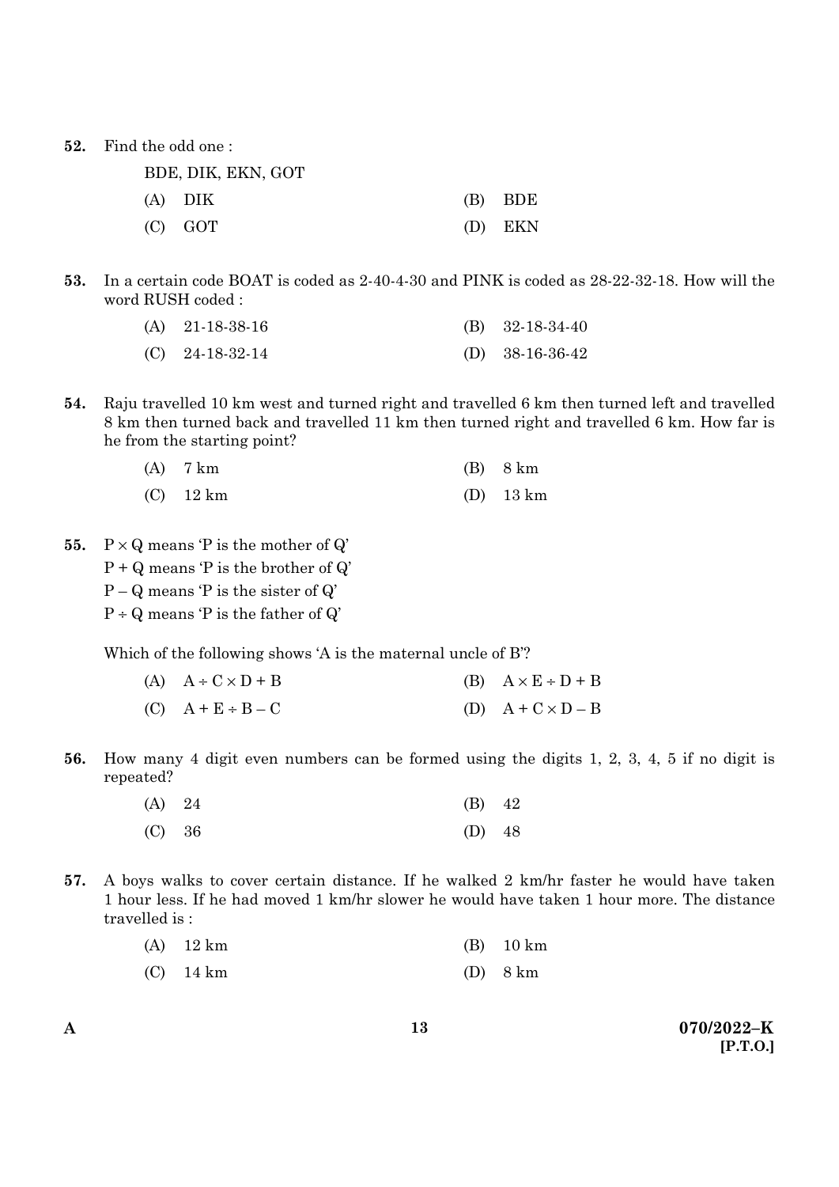52. Find the odd one :

BDE, DIK, EKN, GOT

(A) DIK (B) BDE

(C) GOT (D) EKN

53. In a certain code BOAT is coded as 2-40-4-30 and PINK is coded as 28-22-32-18. How will the word RUSH coded :

(A) 21-18-38-16 (B) 32-18-34-40

(C) 24-18-32-14 (D) 38-16-36-42

54. Raju travelled 10 km west and turned right and travelled 6 km then turned left and travelled 8 km then turned back and travelled 11 km then turned right and travelled 6 km. How far is he from the starting point?

(A) 7 km (B) 8 km

(C) 12 km (D) 13 km

55. $P \times Q$ means 'P is the mother of Q'

$P + Q$ means 'P is the brother of Q'

$P - Q$ means 'P is the sister of Q'

$P \div Q$ means 'P is the father of Q'

Which of the following shows 'A is the maternal uncle of B'?

(A) $A \div C \times D + B$ (B) $A \times E \div D + B$

(C) $A + E \div B - C$ (D) $A + C \times D - B$

56. How many 4 digit even numbers can be formed using the digits 1, 2, 3, 4, 5 if no digit is repeated?

(A) 24 (B) 42

(C) 36 (D) 48

57. A boys walks to cover certain distance. If he walked 2 km/hr faster he would have taken 1 hour less. If he had moved 1 km/hr slower he would have taken 1 hour more. The distance travelled is :

(A) 12 km (B) 10 km

(C) 14 km (D) 8 km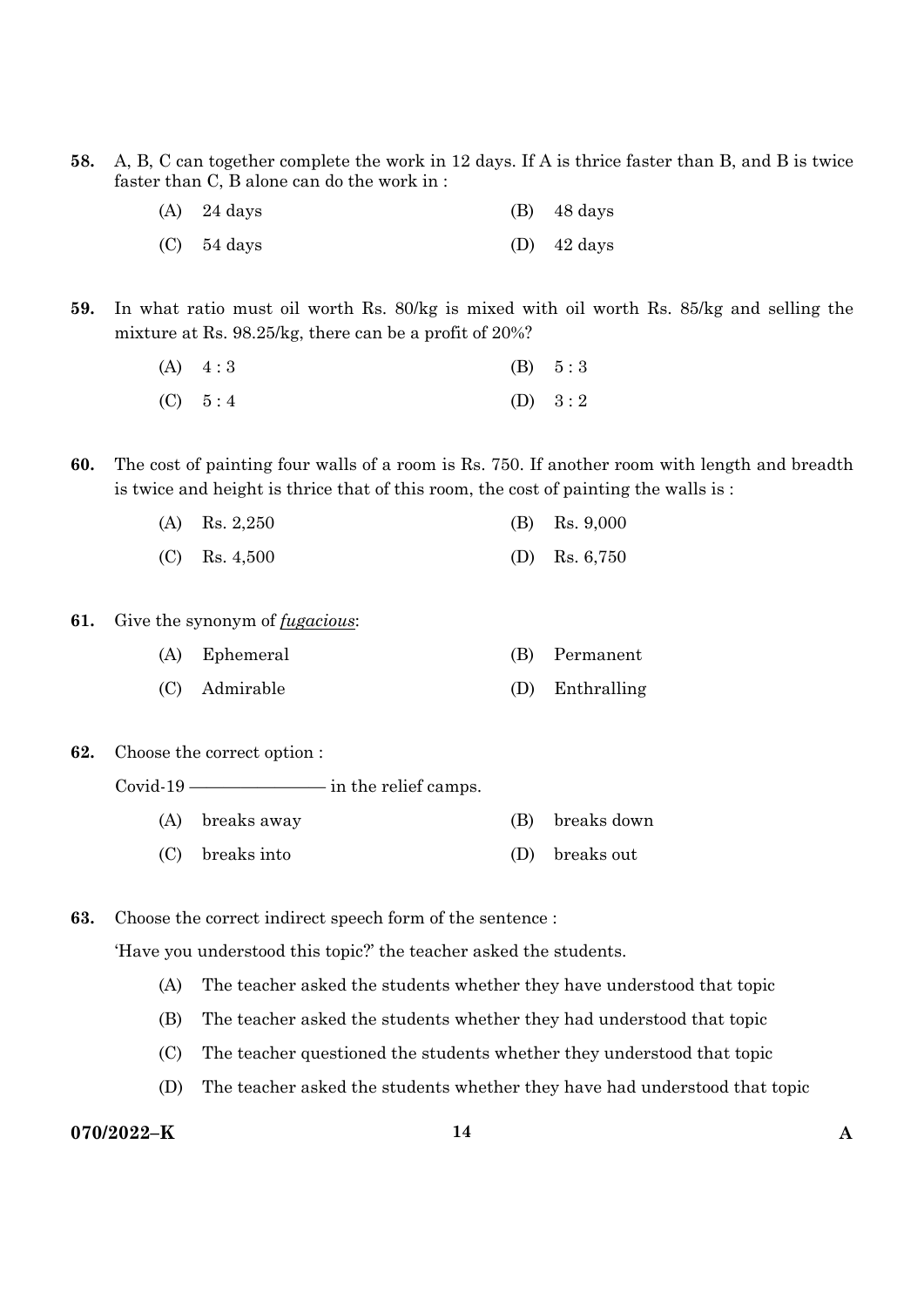**58.** A, B, C can together complete the work in 12 days. If A is thrice faster than B, and B is twice faster than C, B alone can do the work in :

(A) 24 days

(B) 48 days

(C) 54 days

(D) 42 days

**59.** In what ratio must oil worth Rs. 80/kg is mixed with oil worth Rs. 85/kg and selling the mixture at Rs. 98.25/kg, there can be a profit of 20%?

(A) 4 : 3

(B) 5 : 3

(C) 5 : 4

(D) 3 : 2

**60.** The cost of painting four walls of a room is Rs. 750. If another room with length and breadth is twice and height is thrice that of this room, the cost of painting the walls is :

(A) Rs. 2,250

(B) Rs. 9,000

(C) Rs. 4,500

(D) Rs. 6,750

**61.** Give the synonym of ***fugacious***:

(A) Ephemeral

(B) Permanent

(C) Admirable

(D) Enthralling

**62.** Choose the correct option :

Covid-19 ———————— in the relief camps.

(A) breaks away

(B) breaks down

(C) breaks into

(D) breaks out

**63.** Choose the correct indirect speech form of the sentence :

'Have you understood this topic?' the teacher asked the students.

(A) The teacher asked the students whether they have understood that topic

(B) The teacher asked the students whether they had understood that topic

(C) The teacher questioned the students whether they understood that topic

(D) The teacher asked the students whether they have had understood that topic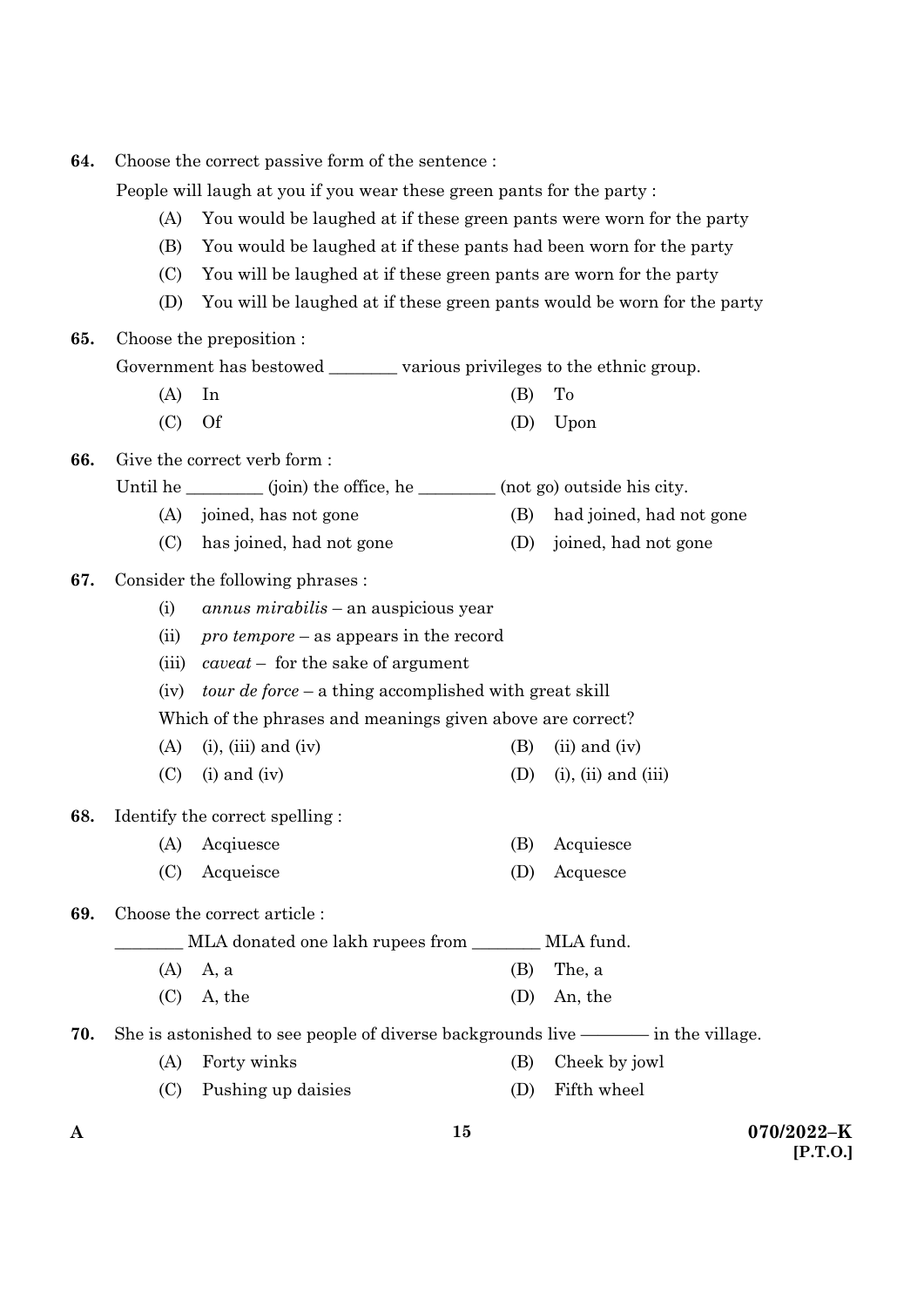**64.** Choose the correct passive form of the sentence :

People will laugh at you if you wear these green pants for the party :

- (A) You would be laughed at if these green pants were worn for the party
- (B) You would be laughed at if these pants had been worn for the party
- (C) You will be laughed at if these green pants are worn for the party
- (D) You will be laughed at if these green pants would be worn for the party

**65.** Choose the preposition :

Government has bestowed ________ various privileges to the ethnic group.

- (A) In
- (B) To
- (C) Of
- (D) Upon

**66.** Give the correct verb form :

Until he _________ (join) the office, he _________ (not go) outside his city.

- (A) joined, has not gone
- (B) had joined, had not gone
- (C) has joined, had not gone
- (D) joined, had not gone

**67.** Consider the following phrases :

- (i) *annus mirabilis* – an auspicious year
- (ii) *pro tempore* – as appears in the record
- (iii) *caveat* – for the sake of argument
- (iv) *tour de force* – a thing accomplished with great skill

Which of the phrases and meanings given above are correct?

- (A) (i), (iii) and (iv)
- (B) (ii) and (iv)
- (C) (i) and (iv)
- (D) (i), (ii) and (iii)

**68.** Identify the correct spelling :

- (A) Acqiuesce
- (B) Acquiesce
- (C) Acqueisce
- (D) Acquesce

**69.** Choose the correct article :

________ MLA donated one lakh rupees from ________ MLA fund.

- (A) A, a
- (B) The, a
- (C) A, the
- (D) An, the

**70.** She is astonished to see people of diverse backgrounds live ———— in the village.

- (A) Forty winks
- (B) Cheek by jowl
- (C) Pushing up daisies
- (D) Fifth wheel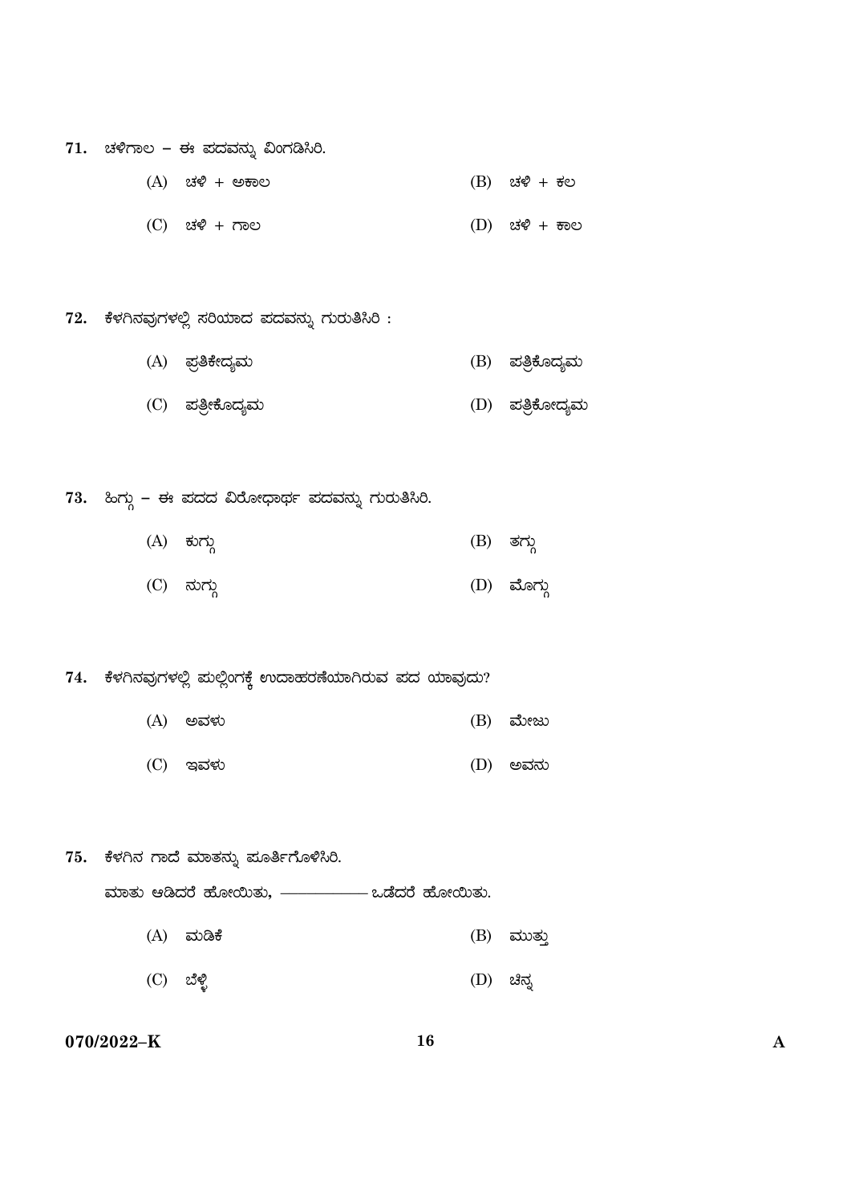71. ಚಳಿಗಾಲ – ಈ ಪದವನ್ನು ವಿಂಗಡಿಸಿರಿ.

(A) ಚಳಿ + ಅಕಾಲ

(B) ಚಳಿ + ಕಲ

(C) ಚಳಿ + ಗಾಲ

(D) ಚಳಿ + ಕಾಲ

72. ಕೆಳಗಿನವುಗಳಲ್ಲಿ ಸರಿಯಾದ ಪದವನ್ನು ಗುರುತಿಸಿರಿ :

(A) ಪ್ರತಿಕೇದ್ಯಮ

(B) ಪತ್ರಿಕೊದ್ಯಮ

(C) ಪತ್ರೀಕೊದ್ಯಮ

(D) ಪತ್ರಿಕೋದ್ಯಮ

73. ಹಿಗ್ಗು – ಈ ಪದದ ವಿರೋಧಾರ್ಥ ಪದವನ್ನು ಗುರುತಿಸಿರಿ.

(A) ಕುಗ್ಗು

(B) ತಗ್ಗು

(C) ನುಗ್ಗು

(D) ಮೊಗ್ಗು

74. ಕೆಳಗಿನವುಗಳಲ್ಲಿ ಪುಲ್ಲಿಂಗಕ್ಕೆ ಉದಾಹರಣೆಯಾಗಿರುವ ಪದ ಯಾವುದು?

(A) ಅವಳು

(B) ಮೇಜು

(C) ಇವಳು

(D) ಅವನು

75. ಕೆಳಗಿನ ಗಾದೆ ಮಾತನ್ನು ಪೂರ್ತಿಗೊಳಿಸಿರಿ.

ಮಾತು ಆಡಿದರೆ ಹೋಯಿತು, ———— ಒಡೆದರೆ ಹೋಯಿತು.

(A) ಮಡಿಕೆ

(B) ಮುತ್ತು

(C) ಬೆಳ್ಳಿ

(D) ಚಿನ್ನ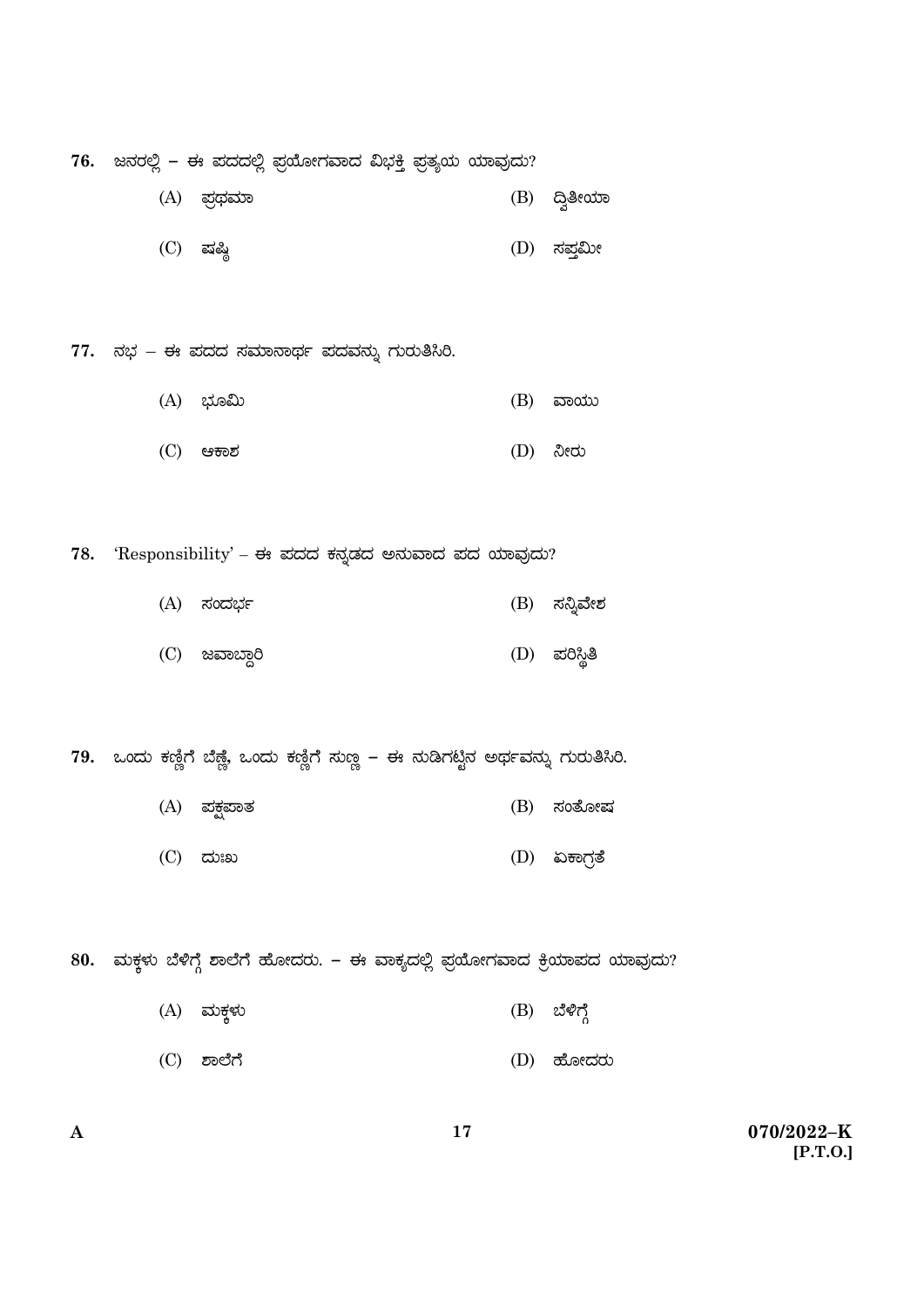76. ಜನರಲ್ಲಿ – ಈ ಪದದಲ್ಲಿ ಪ್ರಯೋಗವಾದ ವಿಭಕ್ತಿ ಪ್ರತ್ಯಯ ಯಾವುದು?

(A) ಪ್ರಥಮಾ
(B) ದ್ವಿತೀಯಾ
(C) ಷಷ್ಠಿ
(D) ಸಪ್ತಮೀ

77. ನಭ – ಈ ಪದದ ಸಮಾನಾರ್ಥ ಪದವನ್ನು ಗುರುತಿಸಿರಿ.

(A) ಭೂಮಿ
(B) ವಾಯು
(C) ಆಕಾಶ
(D) ನೀರು

78. 'Responsibility' – ಈ ಪದದ ಕನ್ನಡದ ಅನುವಾದ ಪದ ಯಾವುದು?

(A) ಸಂದರ್ಭ
(B) ಸನ್ನಿವೇಶ
(C) ಜವಾಬ್ದಾರಿ
(D) ಪರಿಸ್ಥಿತಿ

79. ಒಂದು ಕಣ್ಣಿಗೆ ಬೆಣ್ಣೆ, ಒಂದು ಕಣ್ಣಿಗೆ ಸುಣ್ಣ – ಈ ನುಡಿಗಟ್ಟಿನ ಅರ್ಥವನ್ನು ಗುರುತಿಸಿರಿ.

(A) ಪಕ್ಷಪಾತ
(B) ಸಂತೋಷ
(C) ದುಃಖ
(D) ಏಕಾಗ್ರತೆ

80. ಮಕ್ಕಳು ಬೆಳಿಗ್ಗೆ ಶಾಲೆಗೆ ಹೋದರು. – ಈ ವಾಕ್ಯದಲ್ಲಿ ಪ್ರಯೋಗವಾದ ಕ್ರಿಯಾಪದ ಯಾವುದು?

(A) ಮಕ್ಕಳು
(B) ಬೆಳಿಗ್ಗೆ
(C) ಶಾಲೆಗೆ
(D) ಹೋದರು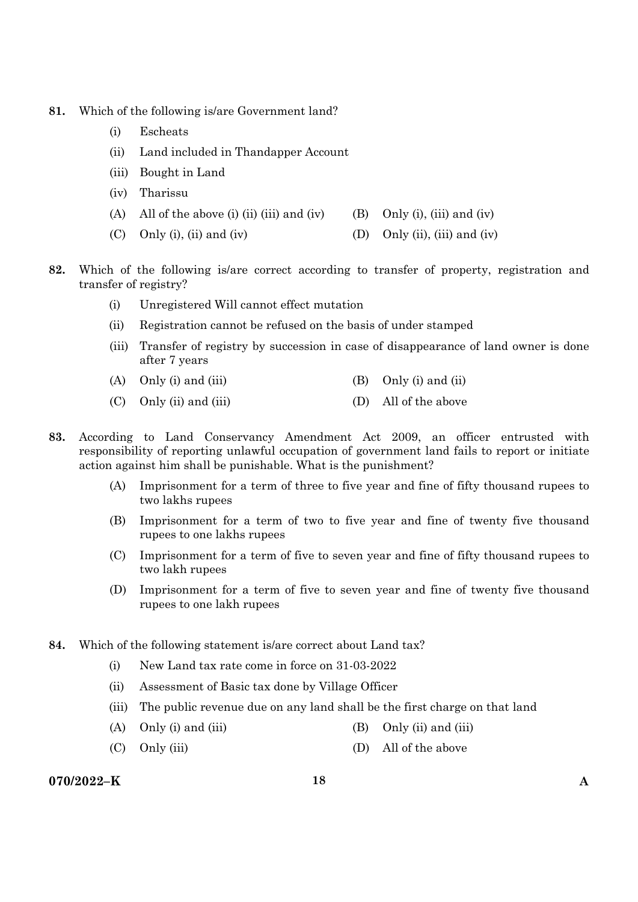**81.** Which of the following is/are Government land?

(i) Escheats

(ii) Land included in Thandapper Account

(iii) Bought in Land

(iv) Tharissu

(A) All of the above (i) (ii) (iii) and (iv)

(B) Only (i), (iii) and (iv)

(C) Only (i), (ii) and (iv)

(D) Only (ii), (iii) and (iv)

**82.** Which of the following is/are correct according to transfer of property, registration and transfer of registry?

(i) Unregistered Will cannot effect mutation

(ii) Registration cannot be refused on the basis of under stamped

(iii) Transfer of registry by succession in case of disappearance of land owner is done after 7 years

(A) Only (i) and (iii)

(B) Only (i) and (ii)

(C) Only (ii) and (iii)

(D) All of the above

**83.** According to Land Conservancy Amendment Act 2009, an officer entrusted with responsibility of reporting unlawful occupation of government land fails to report or initiate action against him shall be punishable. What is the punishment?

(A) Imprisonment for a term of three to five year and fine of fifty thousand rupees to two lakhs rupees

(B) Imprisonment for a term of two to five year and fine of twenty five thousand rupees to one lakhs rupees

(C) Imprisonment for a term of five to seven year and fine of fifty thousand rupees to two lakh rupees

(D) Imprisonment for a term of five to seven year and fine of twenty five thousand rupees to one lakh rupees

**84.** Which of the following statement is/are correct about Land tax?

(i) New Land tax rate come in force on 31-03-2022

(ii) Assessment of Basic tax done by Village Officer

(iii) The public revenue due on any land shall be the first charge on that land

(A) Only (i) and (iii)

(B) Only (ii) and (iii)

(C) Only (iii)

(D) All of the above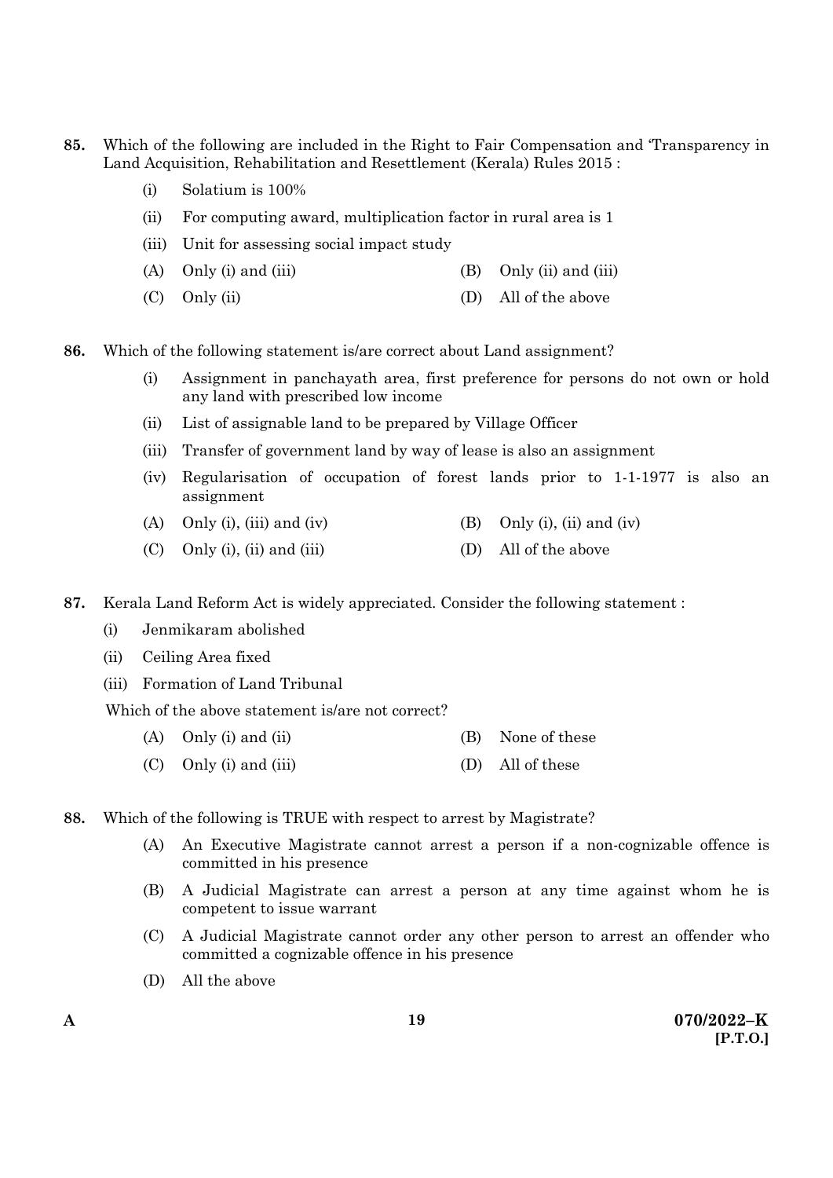**85.** Which of the following are included in the Right to Fair Compensation and 'Transparency in Land Acquisition, Rehabilitation and Resettlement (Kerala) Rules 2015 :

(i) Solatium is 100%

(ii) For computing award, multiplication factor in rural area is 1

(iii) Unit for assessing social impact study

(A) Only (i) and (iii)  (B) Only (ii) and (iii)

(C) Only (ii)  (D) All of the above

**86.** Which of the following statement is/are correct about Land assignment?

(i) Assignment in panchayath area, first preference for persons do not own or hold any land with prescribed low income

(ii) List of assignable land to be prepared by Village Officer

(iii) Transfer of government land by way of lease is also an assignment

(iv) Regularisation of occupation of forest lands prior to 1-1-1977 is also an assignment

(A) Only (i), (iii) and (iv)  (B) Only (i), (ii) and (iv)

(C) Only (i), (ii) and (iii)  (D) All of the above

**87.** Kerala Land Reform Act is widely appreciated. Consider the following statement :

(i) Jenmikaram abolished

(ii) Ceiling Area fixed

(iii) Formation of Land Tribunal

Which of the above statement is/are not correct?

(A) Only (i) and (ii)  (B) None of these

(C) Only (i) and (iii)  (D) All of these

**88.** Which of the following is TRUE with respect to arrest by Magistrate?

(A) An Executive Magistrate cannot arrest a person if a non-cognizable offence is committed in his presence

(B) A Judicial Magistrate can arrest a person at any time against whom he is competent to issue warrant

(C) A Judicial Magistrate cannot order any other person to arrest an offender who committed a cognizable offence in his presence

(D) All the above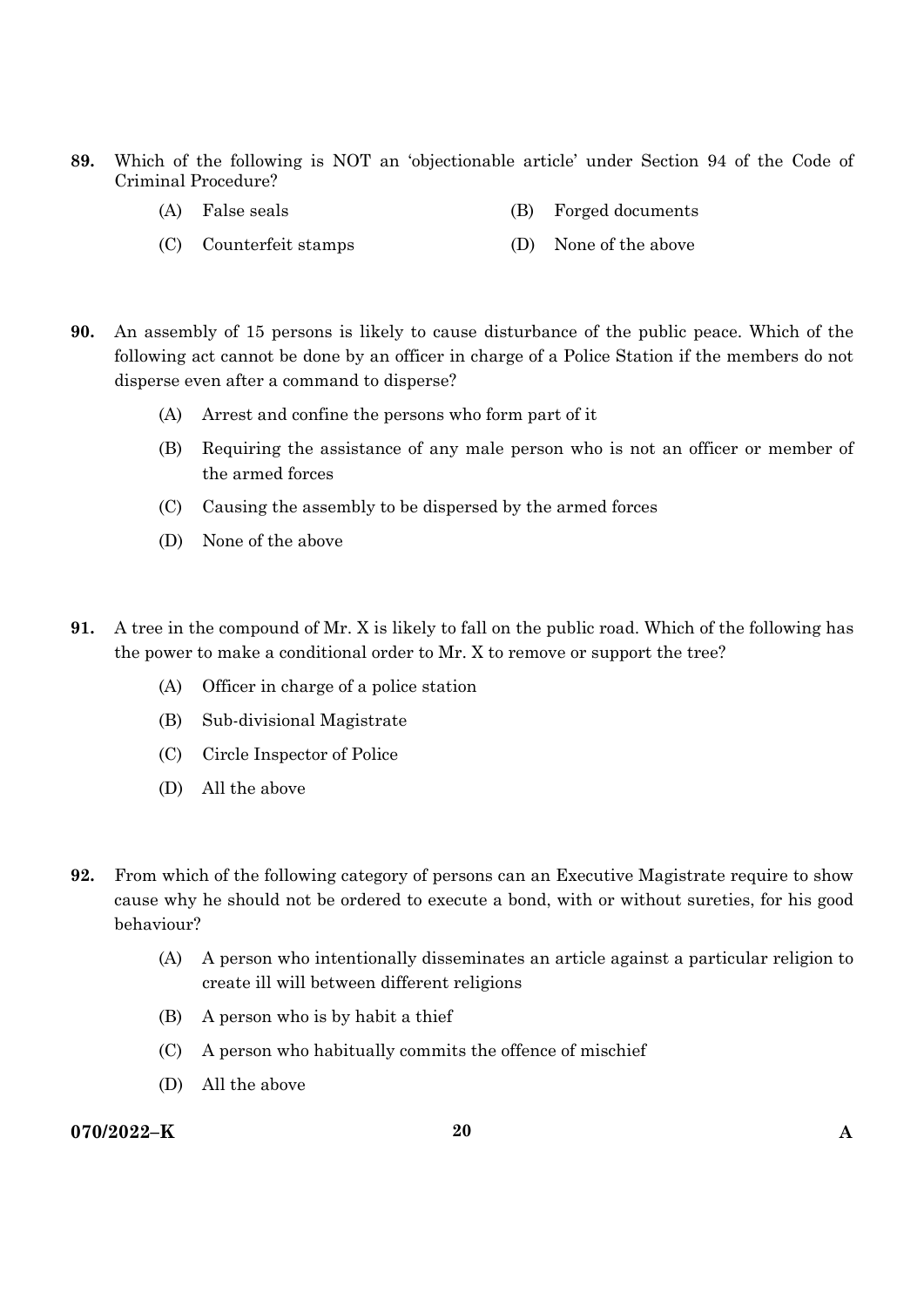89. Which of the following is NOT an 'objectionable article' under Section 94 of the Code of Criminal Procedure?

(A) False seals

(B) Forged documents

(C) Counterfeit stamps

(D) None of the above

90. An assembly of 15 persons is likely to cause disturbance of the public peace. Which of the following act cannot be done by an officer in charge of a Police Station if the members do not disperse even after a command to disperse?

(A) Arrest and confine the persons who form part of it

(B) Requiring the assistance of any male person who is not an officer or member of the armed forces

(C) Causing the assembly to be dispersed by the armed forces

(D) None of the above

91. A tree in the compound of Mr. X is likely to fall on the public road. Which of the following has the power to make a conditional order to Mr. X to remove or support the tree?

(A) Officer in charge of a police station

(B) Sub-divisional Magistrate

(C) Circle Inspector of Police

(D) All the above

92. From which of the following category of persons can an Executive Magistrate require to show cause why he should not be ordered to execute a bond, with or without sureties, for his good behaviour?

(A) A person who intentionally disseminates an article against a particular religion to create ill will between different religions

(B) A person who is by habit a thief

(C) A person who habitually commits the offence of mischief

(D) All the above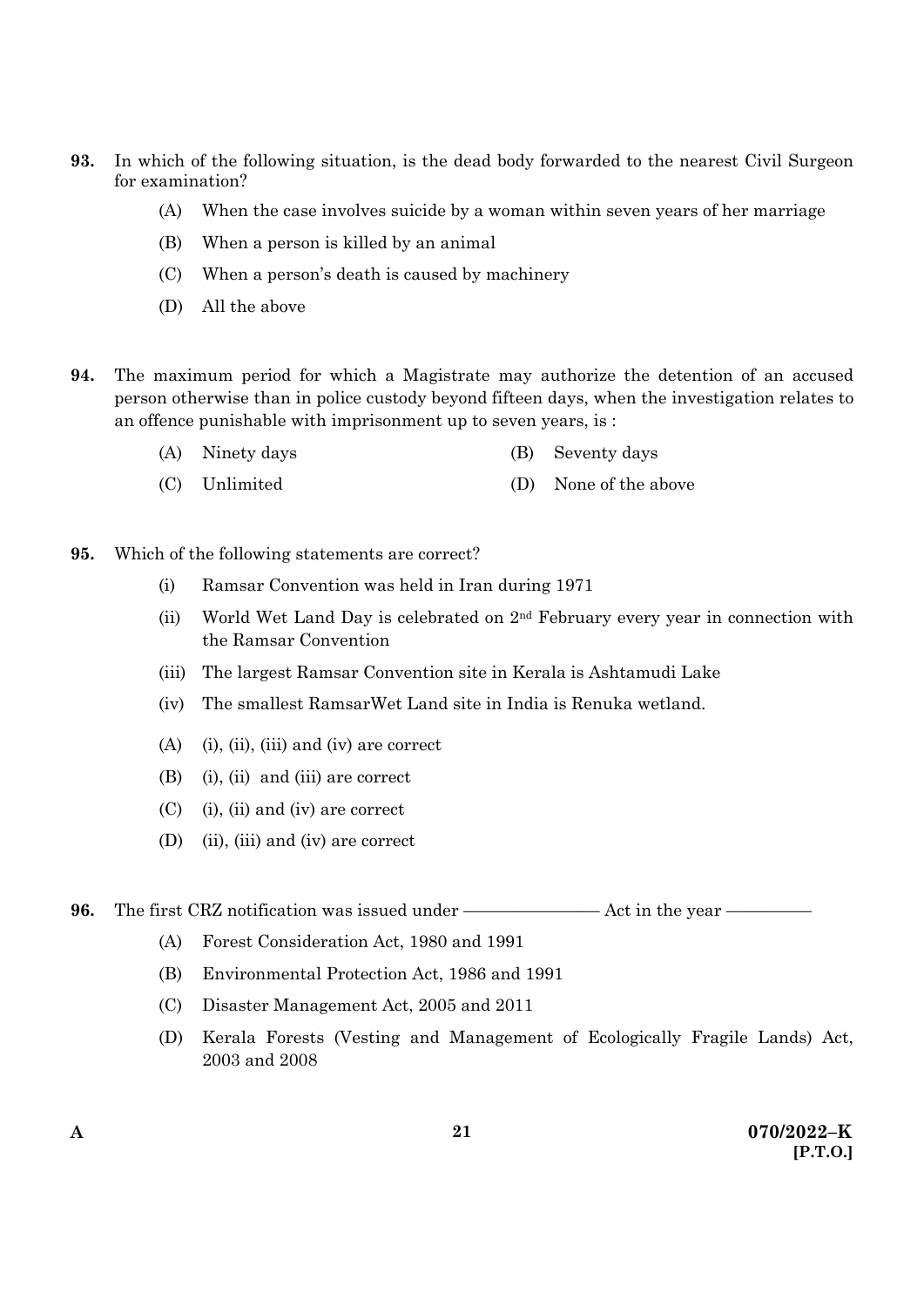**93.** In which of the following situation, is the dead body forwarded to the nearest Civil Surgeon for examination?

(A) When the case involves suicide by a woman within seven years of her marriage

(B) When a person is killed by an animal

(C) When a person's death is caused by machinery

(D) All the above

**94.** The maximum period for which a Magistrate may authorize the detention of an accused person otherwise than in police custody beyond fifteen days, when the investigation relates to an offence punishable with imprisonment up to seven years, is :

(A) Ninety days

(B) Seventy days

(C) Unlimited

(D) None of the above

**95.** Which of the following statements are correct?

(i) Ramsar Convention was held in Iran during 1971

(ii) World Wet Land Day is celebrated on 2nd February every year in connection with the Ramsar Convention

(iii) The largest Ramsar Convention site in Kerala is Ashtamudi Lake

(iv) The smallest RamsarWet Land site in India is Renuka wetland.

(A) (i), (ii), (iii) and (iv) are correct

(B) (i), (ii) and (iii) are correct

(C) (i), (ii) and (iv) are correct

(D) (ii), (iii) and (iv) are correct

**96.** The first CRZ notification was issued under ————— Act in the year —————

(A) Forest Consideration Act, 1980 and 1991

(B) Environmental Protection Act, 1986 and 1991

(C) Disaster Management Act, 2005 and 2011

(D) Kerala Forests (Vesting and Management of Ecologically Fragile Lands) Act, 2003 and 2008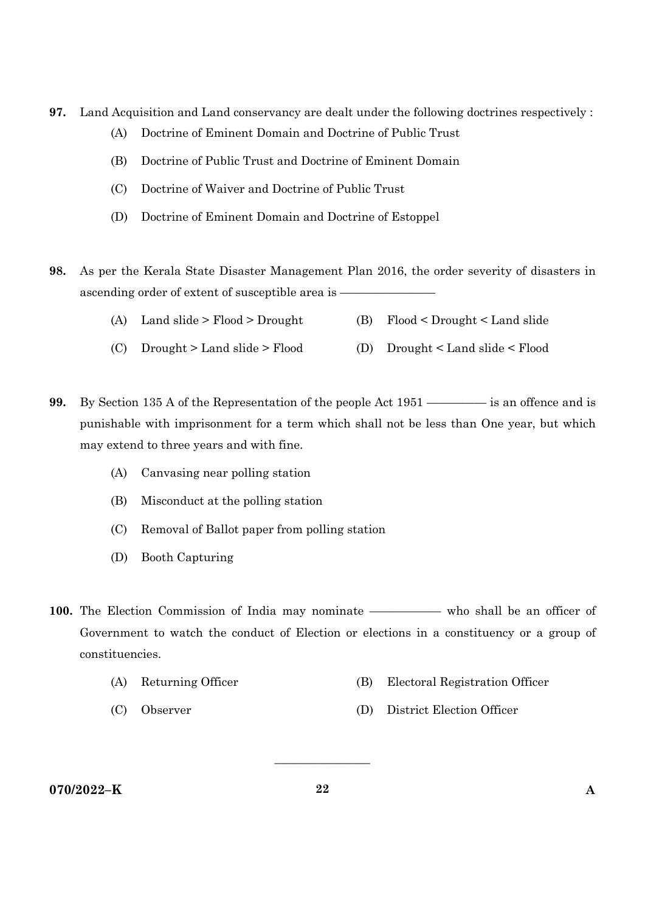97. Land Acquisition and Land conservancy are dealt under the following doctrines respectively :

   (A) Doctrine of Eminent Domain and Doctrine of Public Trust

   (B) Doctrine of Public Trust and Doctrine of Eminent Domain

   (C) Doctrine of Waiver and Doctrine of Public Trust

   (D) Doctrine of Eminent Domain and Doctrine of Estoppel

98. As per the Kerala State Disaster Management Plan 2016, the order severity of disasters in ascending order of extent of susceptible area is ————————

   (A) Land slide > Flood > Drought

   (B) Flood < Drought < Land slide

   (C) Drought > Land slide > Flood

   (D) Drought < Land slide < Flood

99. By Section 135 A of the Representation of the people Act 1951 ————— is an offence and is punishable with imprisonment for a term which shall not be less than One year, but which may extend to three years and with fine.

   (A) Canvasing near polling station

   (B) Misconduct at the polling station

   (C) Removal of Ballot paper from polling station

   (D) Booth Capturing

100. The Election Commission of India may nominate —————— who shall be an officer of Government to watch the conduct of Election or elections in a constituency or a group of constituencies.

   (A) Returning Officer

   (B) Electoral Registration Officer

   (C) Observer

   (D) District Election Officer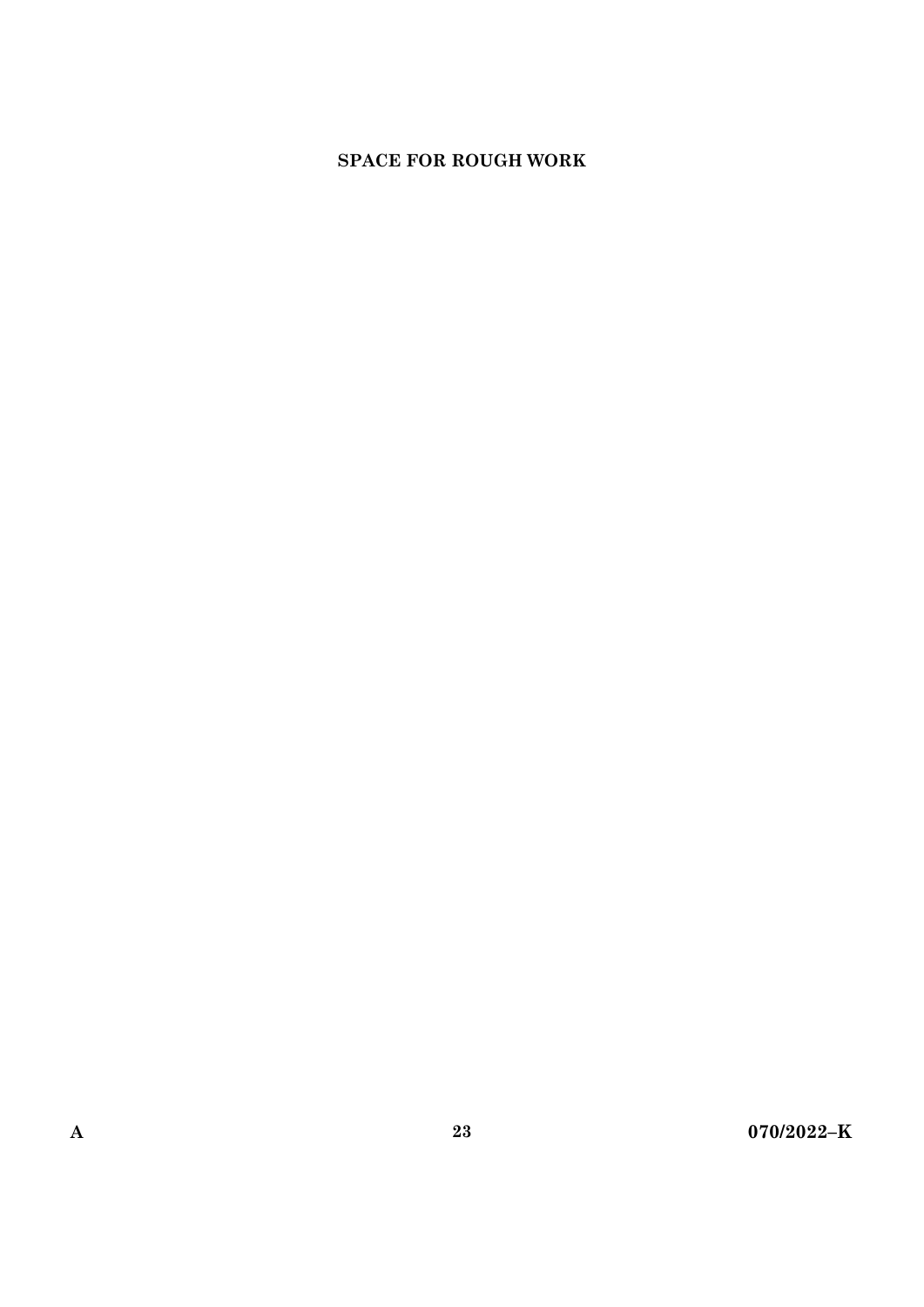**SPACE FOR ROUGH WORK**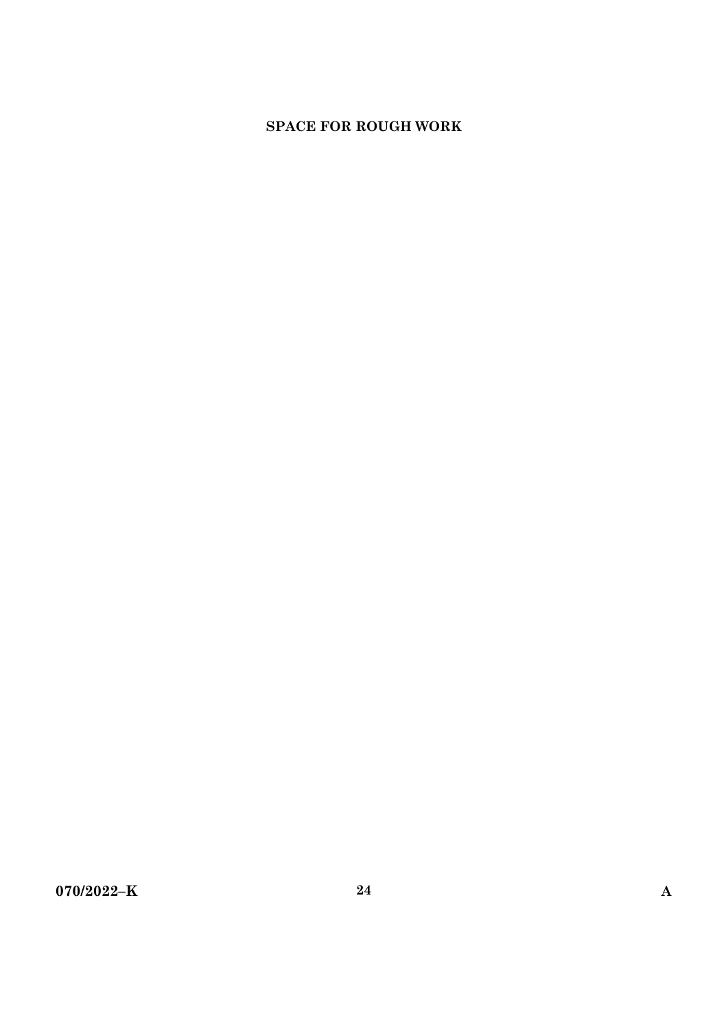**SPACE FOR ROUGH WORK**